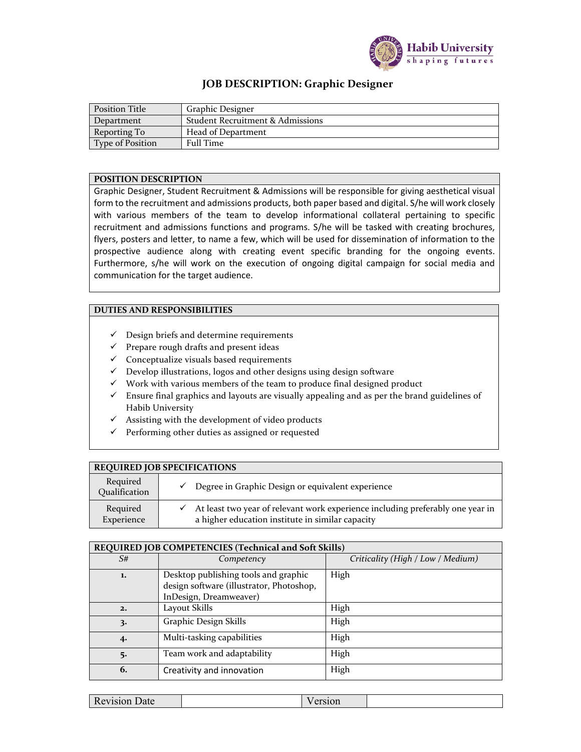Habib University
shaping futures

# JOB DESCRIPTION: Graphic Designer

| Position Title | Graphic Designer |
|---|---|
| Department | Student Recruitment & Admissions |
| Reporting To | Head of Department |
| Type of Position | Full Time |

## POSITION DESCRIPTION

Graphic Designer, Student Recruitment & Admissions will be responsible for giving aesthetical visual form to the recruitment and admissions products, both paper based and digital. S/he will work closely with various members of the team to develop informational collateral pertaining to specific recruitment and admissions functions and programs. S/he will be tasked with creating brochures, flyers, posters and letter, to name a few, which will be used for dissemination of information to the prospective audience along with creating event specific branding for the ongoing events. Furthermore, s/he will work on the execution of ongoing digital campaign for social media and communication for the target audience.

## DUTIES AND RESPONSIBILITIES

- ✓ Design briefs and determine requirements
- ✓ Prepare rough drafts and present ideas
- ✓ Conceptualize visuals based requirements
- ✓ Develop illustrations, logos and other designs using design software
- ✓ Work with various members of the team to produce final designed product
- ✓ Ensure final graphics and layouts are visually appealing and as per the brand guidelines of Habib University
- ✓ Assisting with the development of video products
- ✓ Performing other duties as assigned or requested

## REQUIRED JOB SPECIFICATIONS

| Required Qualification | ✓ Degree in Graphic Design or equivalent experience |
|---|---|
| Required Experience | ✓ At least two year of relevant work experience including preferably one year in a higher education institute in similar capacity |

## REQUIRED JOB COMPETENCIES (Technical and Soft Skills)

| *S#* | *Competency* | *Criticality (High / Low / Medium)* |
|---|---|---|
| 1. | Desktop publishing tools and graphic design software (illustrator, Photoshop, InDesign, Dreamweaver) | High |
| 2. | Layout Skills | High |
| 3. | Graphic Design Skills | High |
| 4. | Multi-tasking capabilities | High |
| 5. | Team work and adaptability | High |
| 6. | Creativity and innovation | High |

| Revision Date | | Version | |
|---|---|---|---|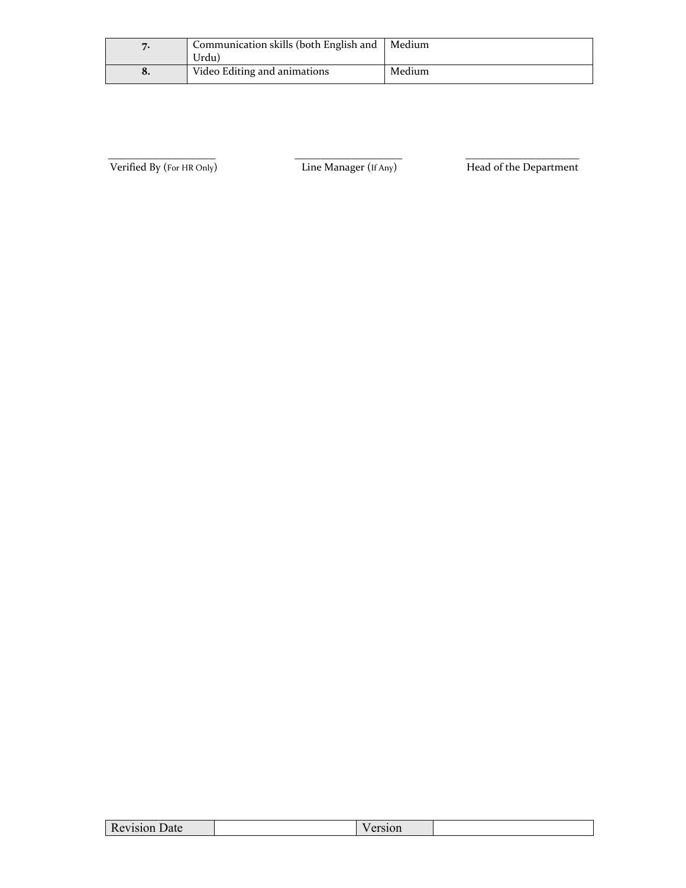| | | |
|---|---|---|
| **7.** | Communication skills (both English and Urdu) | Medium |
| **8.** | Video Editing and animations | Medium |

\_\_\_\_\_\_\_\_\_\_\_\_\_\_\_\_\_\_\_\_ Verified By (For HR Only)

\_\_\_\_\_\_\_\_\_\_\_\_\_\_\_\_\_\_\_\_ Line Manager (If Any)

\_\_\_\_\_\_\_\_\_\_\_\_\_\_\_\_\_\_\_\_ Head of the Department

| | | | |
|---|---|---|---|
| Revision Date | | Version | |